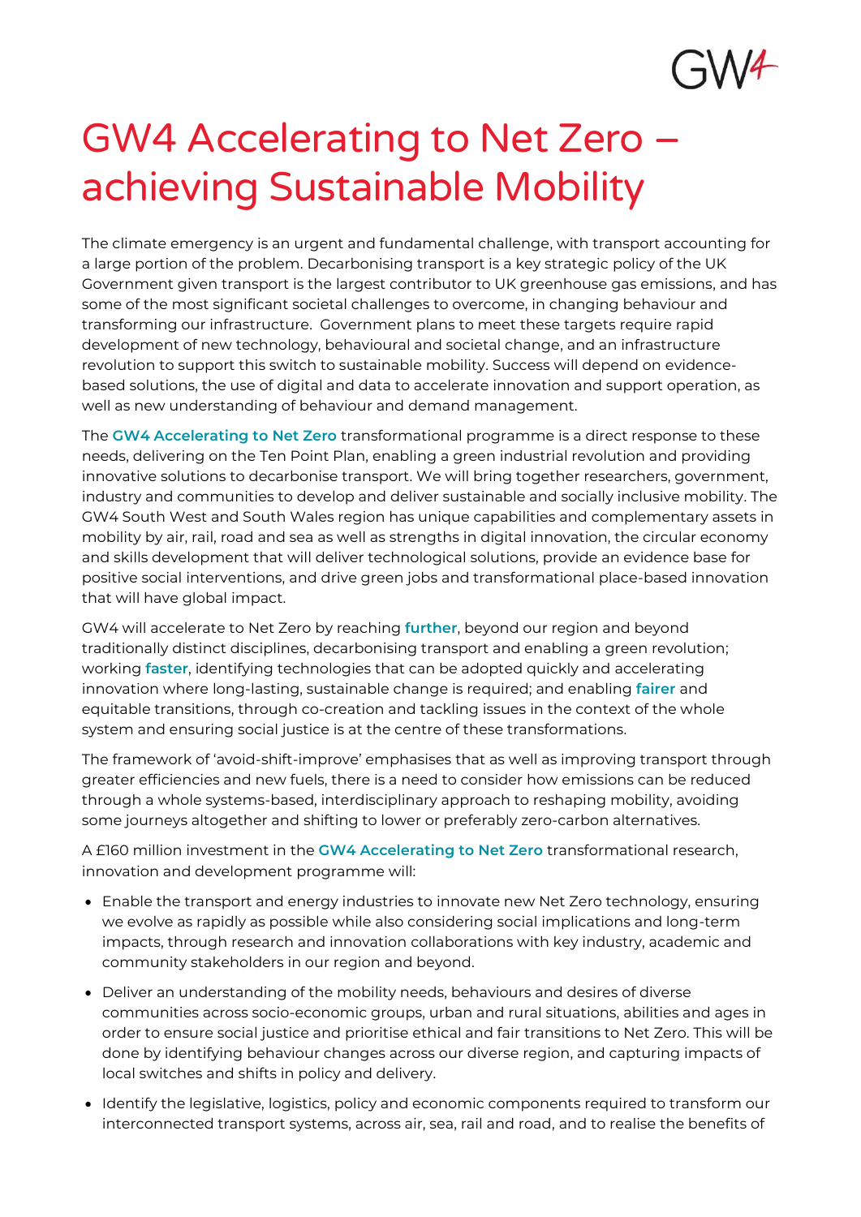# GW4 Accelerating to Net Zero – achieving Sustainable Mobility

The climate emergency is an urgent and fundamental challenge, with transport accounting for a large portion of the problem. Decarbonising transport is a key strategic policy of the UK Government given transport is the largest contributor to UK greenhouse gas emissions, and has some of the most significant societal challenges to overcome, in changing behaviour and transforming our infrastructure. Government plans to meet these targets require rapid development of new technology, behavioural and societal change, and an infrastructure revolution to support this switch to sustainable mobility. Success will depend on evidence-based solutions, the use of digital and data to accelerate innovation and support operation, as well as new understanding of behaviour and demand management.

The **GW4 Accelerating to Net Zero** transformational programme is a direct response to these needs, delivering on the Ten Point Plan, enabling a green industrial revolution and providing innovative solutions to decarbonise transport. We will bring together researchers, government, industry and communities to develop and deliver sustainable and socially inclusive mobility. The GW4 South West and South Wales region has unique capabilities and complementary assets in mobility by air, rail, road and sea as well as strengths in digital innovation, the circular economy and skills development that will deliver technological solutions, provide an evidence base for positive social interventions, and drive green jobs and transformational place-based innovation that will have global impact.

GW4 will accelerate to Net Zero by reaching **further**, beyond our region and beyond traditionally distinct disciplines, decarbonising transport and enabling a green revolution; working **faster**, identifying technologies that can be adopted quickly and accelerating innovation where long-lasting, sustainable change is required; and enabling **fairer** and equitable transitions, through co-creation and tackling issues in the context of the whole system and ensuring social justice is at the centre of these transformations.

The framework of 'avoid-shift-improve' emphasises that as well as improving transport through greater efficiencies and new fuels, there is a need to consider how emissions can be reduced through a whole systems-based, interdisciplinary approach to reshaping mobility, avoiding some journeys altogether and shifting to lower or preferably zero-carbon alternatives.

A £160 million investment in the **GW4 Accelerating to Net Zero** transformational research, innovation and development programme will:

- Enable the transport and energy industries to innovate new Net Zero technology, ensuring we evolve as rapidly as possible while also considering social implications and long-term impacts, through research and innovation collaborations with key industry, academic and community stakeholders in our region and beyond.
- Deliver an understanding of the mobility needs, behaviours and desires of diverse communities across socio-economic groups, urban and rural situations, abilities and ages in order to ensure social justice and prioritise ethical and fair transitions to Net Zero. This will be done by identifying behaviour changes across our diverse region, and capturing impacts of local switches and shifts in policy and delivery.
- Identify the legislative, logistics, policy and economic components required to transform our interconnected transport systems, across air, sea, rail and road, and to realise the benefits of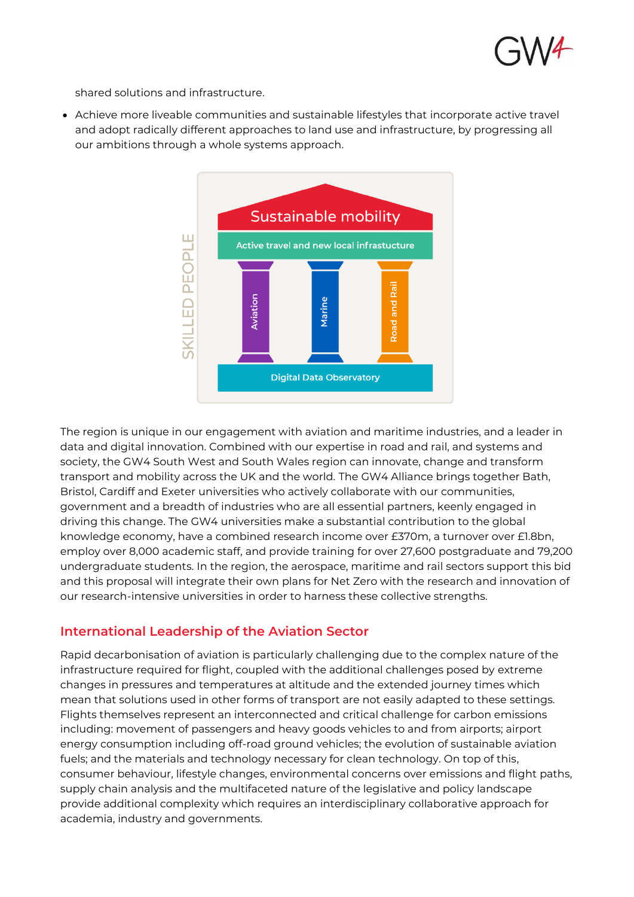shared solutions and infrastructure.

- Achieve more liveable communities and sustainable lifestyles that incorporate active travel and adopt radically different approaches to land use and infrastructure, by progressing all our ambitions through a whole systems approach.

The region is unique in our engagement with aviation and maritime industries, and a leader in data and digital innovation. Combined with our expertise in road and rail, and systems and society, the GW4 South West and South Wales region can innovate, change and transform transport and mobility across the UK and the world. The GW4 Alliance brings together Bath, Bristol, Cardiff and Exeter universities who actively collaborate with our communities, government and a breadth of industries who are all essential partners, keenly engaged in driving this change. The GW4 universities make a substantial contribution to the global knowledge economy, have a combined research income over £370m, a turnover over £1.8bn, employ over 8,000 academic staff, and provide training for over 27,600 postgraduate and 79,200 undergraduate students. In the region, the aerospace, maritime and rail sectors support this bid and this proposal will integrate their own plans for Net Zero with the research and innovation of our research-intensive universities in order to harness these collective strengths.

## International Leadership of the Aviation Sector

Rapid decarbonisation of aviation is particularly challenging due to the complex nature of the infrastructure required for flight, coupled with the additional challenges posed by extreme changes in pressures and temperatures at altitude and the extended journey times which mean that solutions used in other forms of transport are not easily adapted to these settings. Flights themselves represent an interconnected and critical challenge for carbon emissions including: movement of passengers and heavy goods vehicles to and from airports; airport energy consumption including off-road ground vehicles; the evolution of sustainable aviation fuels; and the materials and technology necessary for clean technology. On top of this, consumer behaviour, lifestyle changes, environmental concerns over emissions and flight paths, supply chain analysis and the multifaceted nature of the legislative and policy landscape provide additional complexity which requires an interdisciplinary collaborative approach for academia, industry and governments.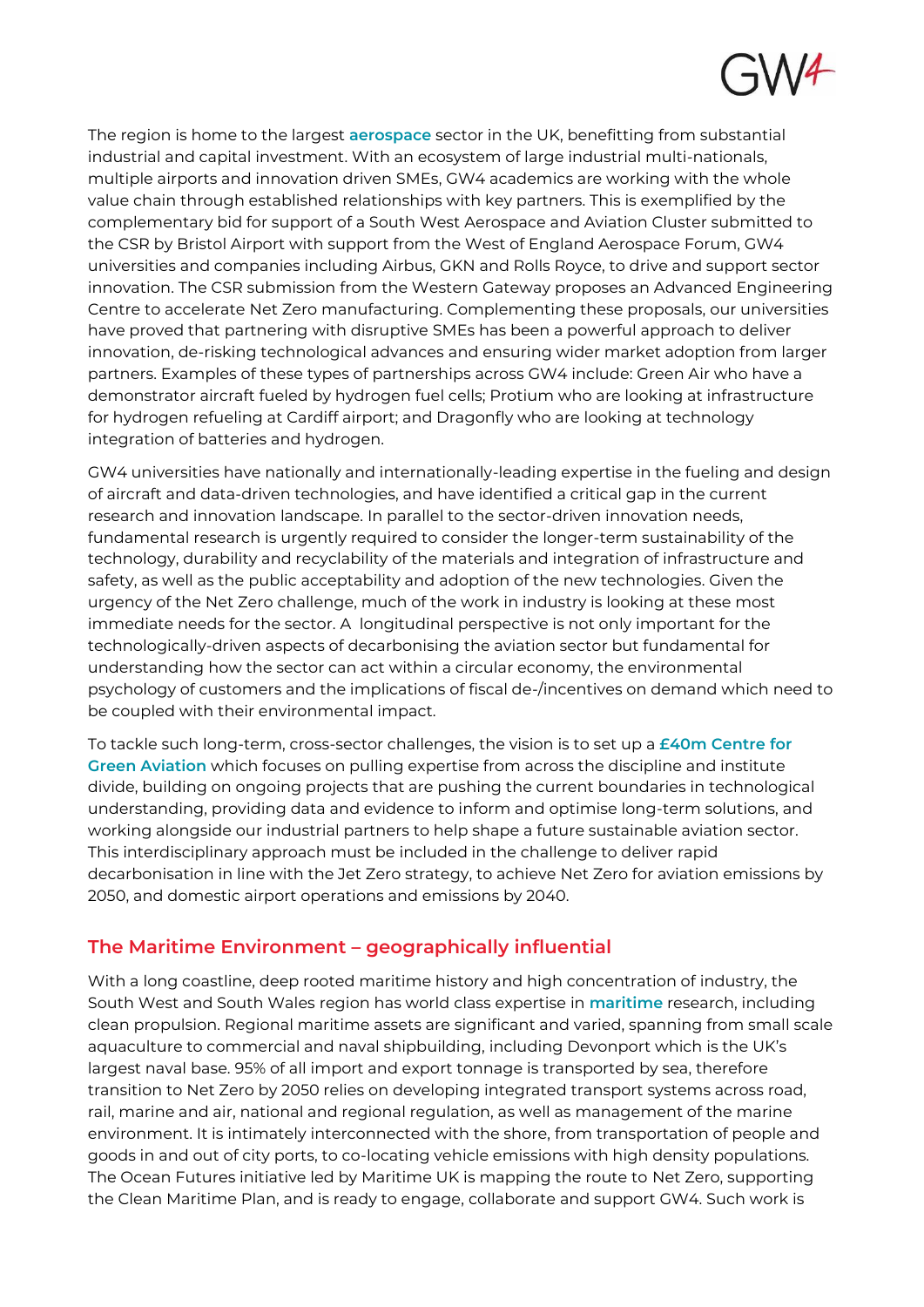The region is home to the largest **aerospace** sector in the UK, benefitting from substantial industrial and capital investment. With an ecosystem of large industrial multi-nationals, multiple airports and innovation driven SMEs, GW4 academics are working with the whole value chain through established relationships with key partners. This is exemplified by the complementary bid for support of a South West Aerospace and Aviation Cluster submitted to the CSR by Bristol Airport with support from the West of England Aerospace Forum, GW4 universities and companies including Airbus, GKN and Rolls Royce, to drive and support sector innovation. The CSR submission from the Western Gateway proposes an Advanced Engineering Centre to accelerate Net Zero manufacturing. Complementing these proposals, our universities have proved that partnering with disruptive SMEs has been a powerful approach to deliver innovation, de-risking technological advances and ensuring wider market adoption from larger partners. Examples of these types of partnerships across GW4 include: Green Air who have a demonstrator aircraft fueled by hydrogen fuel cells; Protium who are looking at infrastructure for hydrogen refueling at Cardiff airport; and Dragonfly who are looking at technology integration of batteries and hydrogen.

GW4 universities have nationally and internationally-leading expertise in the fueling and design of aircraft and data-driven technologies, and have identified a critical gap in the current research and innovation landscape. In parallel to the sector-driven innovation needs, fundamental research is urgently required to consider the longer-term sustainability of the technology, durability and recyclability of the materials and integration of infrastructure and safety, as well as the public acceptability and adoption of the new technologies. Given the urgency of the Net Zero challenge, much of the work in industry is looking at these most immediate needs for the sector. A longitudinal perspective is not only important for the technologically-driven aspects of decarbonising the aviation sector but fundamental for understanding how the sector can act within a circular economy, the environmental psychology of customers and the implications of fiscal de-/incentives on demand which need to be coupled with their environmental impact.

To tackle such long-term, cross-sector challenges, the vision is to set up a **£40m Centre for Green Aviation** which focuses on pulling expertise from across the discipline and institute divide, building on ongoing projects that are pushing the current boundaries in technological understanding, providing data and evidence to inform and optimise long-term solutions, and working alongside our industrial partners to help shape a future sustainable aviation sector. This interdisciplinary approach must be included in the challenge to deliver rapid decarbonisation in line with the Jet Zero strategy, to achieve Net Zero for aviation emissions by 2050, and domestic airport operations and emissions by 2040.

## The Maritime Environment – geographically influential

With a long coastline, deep rooted maritime history and high concentration of industry, the South West and South Wales region has world class expertise in **maritime** research, including clean propulsion. Regional maritime assets are significant and varied, spanning from small scale aquaculture to commercial and naval shipbuilding, including Devonport which is the UK's largest naval base. 95% of all import and export tonnage is transported by sea, therefore transition to Net Zero by 2050 relies on developing integrated transport systems across road, rail, marine and air, national and regional regulation, as well as management of the marine environment. It is intimately interconnected with the shore, from transportation of people and goods in and out of city ports, to co-locating vehicle emissions with high density populations. The Ocean Futures initiative led by Maritime UK is mapping the route to Net Zero, supporting the Clean Maritime Plan, and is ready to engage, collaborate and support GW4. Such work is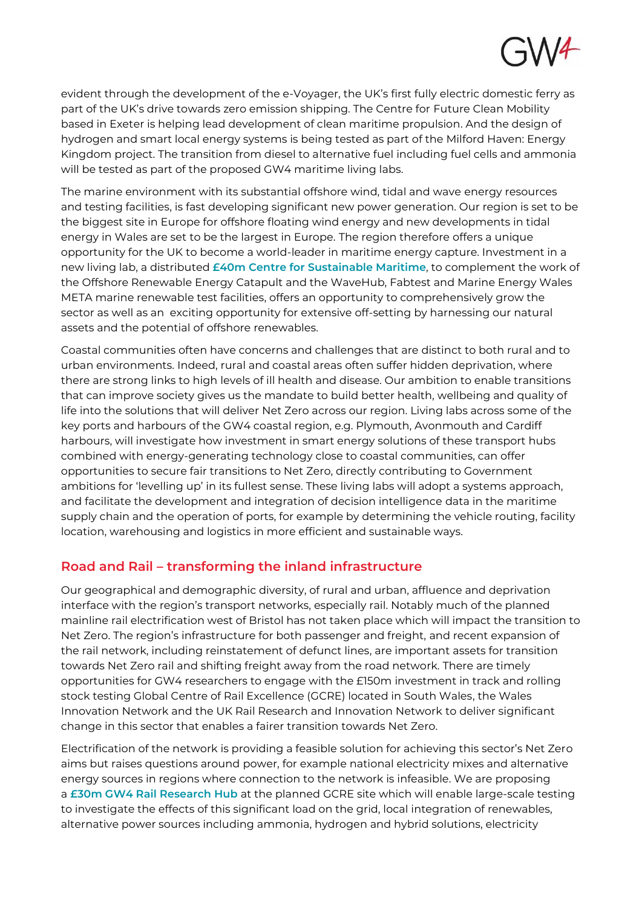evident through the development of the e-Voyager, the UK's first fully electric domestic ferry as part of the UK's drive towards zero emission shipping. The Centre for Future Clean Mobility based in Exeter is helping lead development of clean maritime propulsion. And the design of hydrogen and smart local energy systems is being tested as part of the Milford Haven: Energy Kingdom project. The transition from diesel to alternative fuel including fuel cells and ammonia will be tested as part of the proposed GW4 maritime living labs.

The marine environment with its substantial offshore wind, tidal and wave energy resources and testing facilities, is fast developing significant new power generation. Our region is set to be the biggest site in Europe for offshore floating wind energy and new developments in tidal energy in Wales are set to be the largest in Europe. The region therefore offers a unique opportunity for the UK to become a world-leader in maritime energy capture. Investment in a new living lab, a distributed **£40m Centre for Sustainable Maritime**, to complement the work of the Offshore Renewable Energy Catapult and the WaveHub, Fabtest and Marine Energy Wales META marine renewable test facilities, offers an opportunity to comprehensively grow the sector as well as an exciting opportunity for extensive off-setting by harnessing our natural assets and the potential of offshore renewables.

Coastal communities often have concerns and challenges that are distinct to both rural and to urban environments. Indeed, rural and coastal areas often suffer hidden deprivation, where there are strong links to high levels of ill health and disease. Our ambition to enable transitions that can improve society gives us the mandate to build better health, wellbeing and quality of life into the solutions that will deliver Net Zero across our region. Living labs across some of the key ports and harbours of the GW4 coastal region, e.g. Plymouth, Avonmouth and Cardiff harbours, will investigate how investment in smart energy solutions of these transport hubs combined with energy-generating technology close to coastal communities, can offer opportunities to secure fair transitions to Net Zero, directly contributing to Government ambitions for 'levelling up' in its fullest sense. These living labs will adopt a systems approach, and facilitate the development and integration of decision intelligence data in the maritime supply chain and the operation of ports, for example by determining the vehicle routing, facility location, warehousing and logistics in more efficient and sustainable ways.

## Road and Rail – transforming the inland infrastructure

Our geographical and demographic diversity, of rural and urban, affluence and deprivation interface with the region's transport networks, especially rail. Notably much of the planned mainline rail electrification west of Bristol has not taken place which will impact the transition to Net Zero. The region's infrastructure for both passenger and freight, and recent expansion of the rail network, including reinstatement of defunct lines, are important assets for transition towards Net Zero rail and shifting freight away from the road network. There are timely opportunities for GW4 researchers to engage with the £150m investment in track and rolling stock testing Global Centre of Rail Excellence (GCRE) located in South Wales, the Wales Innovation Network and the UK Rail Research and Innovation Network to deliver significant change in this sector that enables a fairer transition towards Net Zero.

Electrification of the network is providing a feasible solution for achieving this sector's Net Zero aims but raises questions around power, for example national electricity mixes and alternative energy sources in regions where connection to the network is infeasible. We are proposing a **£30m GW4 Rail Research Hub** at the planned GCRE site which will enable large-scale testing to investigate the effects of this significant load on the grid, local integration of renewables, alternative power sources including ammonia, hydrogen and hybrid solutions, electricity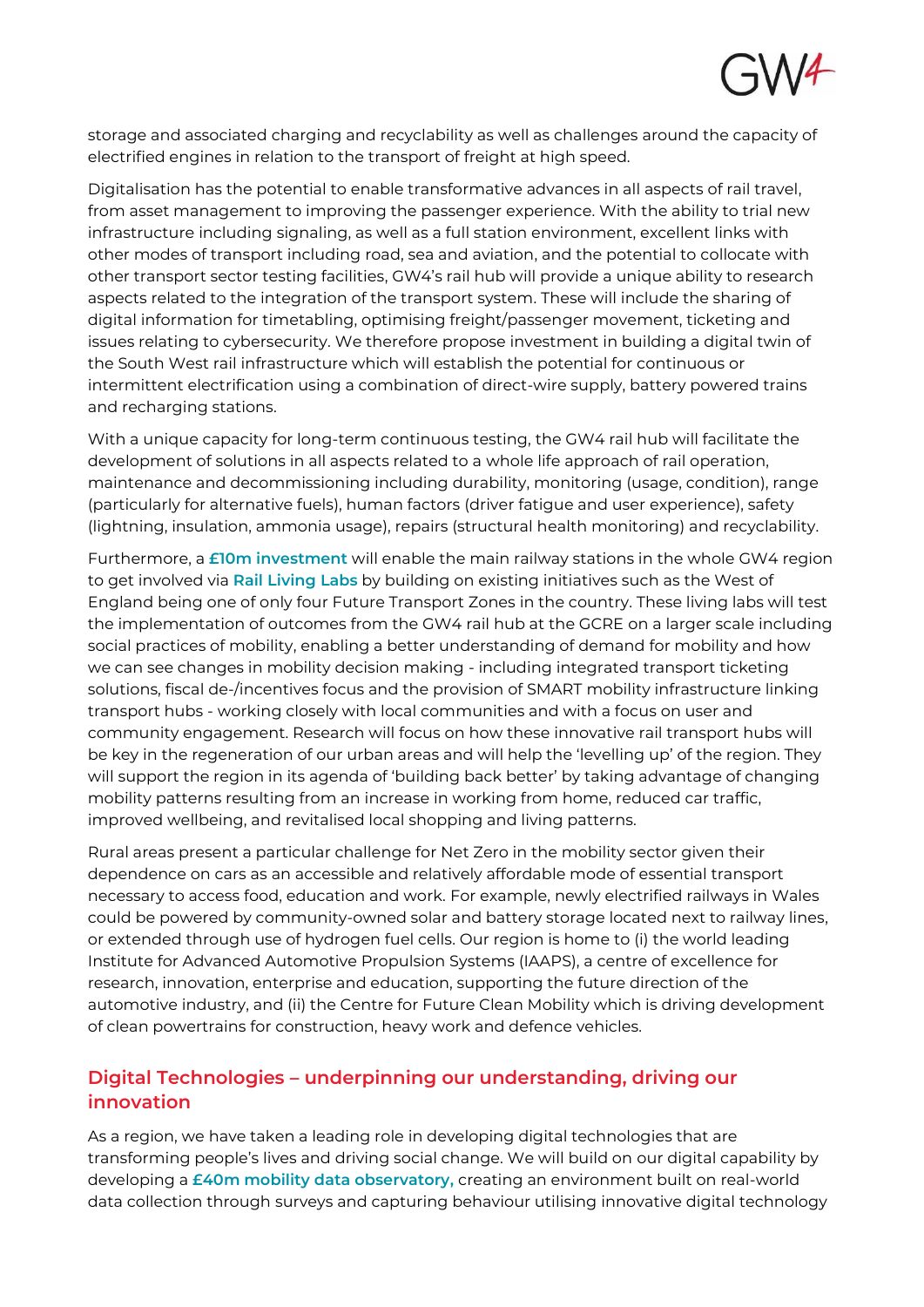storage and associated charging and recyclability as well as challenges around the capacity of electrified engines in relation to the transport of freight at high speed.

Digitalisation has the potential to enable transformative advances in all aspects of rail travel, from asset management to improving the passenger experience. With the ability to trial new infrastructure including signaling, as well as a full station environment, excellent links with other modes of transport including road, sea and aviation, and the potential to collocate with other transport sector testing facilities, GW4's rail hub will provide a unique ability to research aspects related to the integration of the transport system. These will include the sharing of digital information for timetabling, optimising freight/passenger movement, ticketing and issues relating to cybersecurity. We therefore propose investment in building a digital twin of the South West rail infrastructure which will establish the potential for continuous or intermittent electrification using a combination of direct-wire supply, battery powered trains and recharging stations.

With a unique capacity for long-term continuous testing, the GW4 rail hub will facilitate the development of solutions in all aspects related to a whole life approach of rail operation, maintenance and decommissioning including durability, monitoring (usage, condition), range (particularly for alternative fuels), human factors (driver fatigue and user experience), safety (lightning, insulation, ammonia usage), repairs (structural health monitoring) and recyclability.

Furthermore, a **£10m investment** will enable the main railway stations in the whole GW4 region to get involved via **Rail Living Labs** by building on existing initiatives such as the West of England being one of only four Future Transport Zones in the country. These living labs will test the implementation of outcomes from the GW4 rail hub at the GCRE on a larger scale including social practices of mobility, enabling a better understanding of demand for mobility and how we can see changes in mobility decision making - including integrated transport ticketing solutions, fiscal de-/incentives focus and the provision of SMART mobility infrastructure linking transport hubs - working closely with local communities and with a focus on user and community engagement. Research will focus on how these innovative rail transport hubs will be key in the regeneration of our urban areas and will help the 'levelling up' of the region. They will support the region in its agenda of 'building back better' by taking advantage of changing mobility patterns resulting from an increase in working from home, reduced car traffic, improved wellbeing, and revitalised local shopping and living patterns.

Rural areas present a particular challenge for Net Zero in the mobility sector given their dependence on cars as an accessible and relatively affordable mode of essential transport necessary to access food, education and work. For example, newly electrified railways in Wales could be powered by community-owned solar and battery storage located next to railway lines, or extended through use of hydrogen fuel cells. Our region is home to (i) the world leading Institute for Advanced Automotive Propulsion Systems (IAAPS), a centre of excellence for research, innovation, enterprise and education, supporting the future direction of the automotive industry, and (ii) the Centre for Future Clean Mobility which is driving development of clean powertrains for construction, heavy work and defence vehicles.

## Digital Technologies – underpinning our understanding, driving our innovation

As a region, we have taken a leading role in developing digital technologies that are transforming people's lives and driving social change. We will build on our digital capability by developing a **£40m mobility data observatory,** creating an environment built on real-world data collection through surveys and capturing behaviour utilising innovative digital technology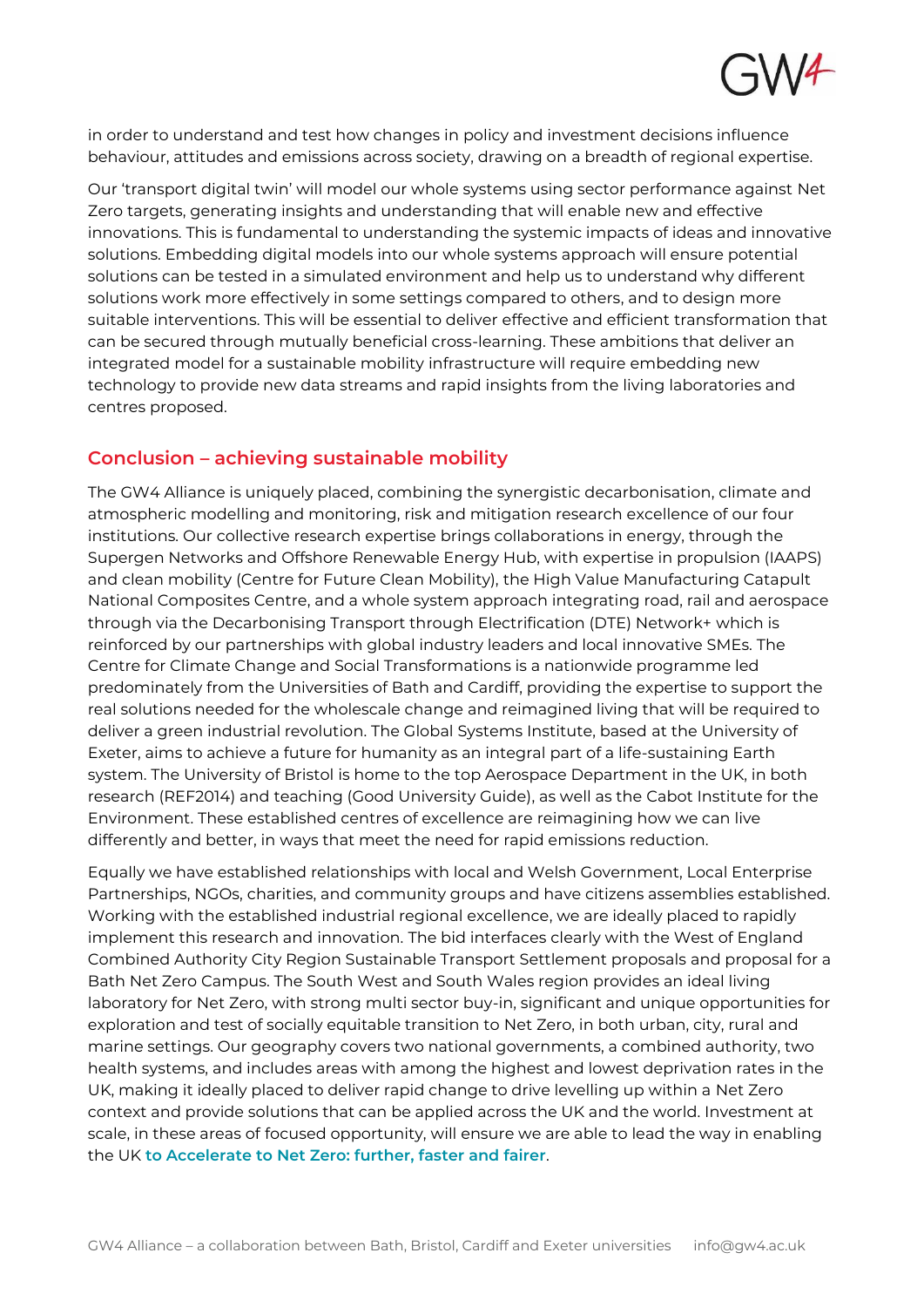in order to understand and test how changes in policy and investment decisions influence behaviour, attitudes and emissions across society, drawing on a breadth of regional expertise.

Our 'transport digital twin' will model our whole systems using sector performance against Net Zero targets, generating insights and understanding that will enable new and effective innovations. This is fundamental to understanding the systemic impacts of ideas and innovative solutions. Embedding digital models into our whole systems approach will ensure potential solutions can be tested in a simulated environment and help us to understand why different solutions work more effectively in some settings compared to others, and to design more suitable interventions. This will be essential to deliver effective and efficient transformation that can be secured through mutually beneficial cross-learning. These ambitions that deliver an integrated model for a sustainable mobility infrastructure will require embedding new technology to provide new data streams and rapid insights from the living laboratories and centres proposed.

## Conclusion – achieving sustainable mobility

The GW4 Alliance is uniquely placed, combining the synergistic decarbonisation, climate and atmospheric modelling and monitoring, risk and mitigation research excellence of our four institutions. Our collective research expertise brings collaborations in energy, through the Supergen Networks and Offshore Renewable Energy Hub, with expertise in propulsion (IAAPS) and clean mobility (Centre for Future Clean Mobility), the High Value Manufacturing Catapult National Composites Centre, and a whole system approach integrating road, rail and aerospace through via the Decarbonising Transport through Electrification (DTE) Network+ which is reinforced by our partnerships with global industry leaders and local innovative SMEs. The Centre for Climate Change and Social Transformations is a nationwide programme led predominately from the Universities of Bath and Cardiff, providing the expertise to support the real solutions needed for the wholescale change and reimagined living that will be required to deliver a green industrial revolution. The Global Systems Institute, based at the University of Exeter, aims to achieve a future for humanity as an integral part of a life-sustaining Earth system. The University of Bristol is home to the top Aerospace Department in the UK, in both research (REF2014) and teaching (Good University Guide), as well as the Cabot Institute for the Environment. These established centres of excellence are reimagining how we can live differently and better, in ways that meet the need for rapid emissions reduction.

Equally we have established relationships with local and Welsh Government, Local Enterprise Partnerships, NGOs, charities, and community groups and have citizens assemblies established. Working with the established industrial regional excellence, we are ideally placed to rapidly implement this research and innovation. The bid interfaces clearly with the West of England Combined Authority City Region Sustainable Transport Settlement proposals and proposal for a Bath Net Zero Campus. The South West and South Wales region provides an ideal living laboratory for Net Zero, with strong multi sector buy-in, significant and unique opportunities for exploration and test of socially equitable transition to Net Zero, in both urban, city, rural and marine settings. Our geography covers two national governments, a combined authority, two health systems, and includes areas with among the highest and lowest deprivation rates in the UK, making it ideally placed to deliver rapid change to drive levelling up within a Net Zero context and provide solutions that can be applied across the UK and the world. Investment at scale, in these areas of focused opportunity, will ensure we are able to lead the way in enabling the UK **to Accelerate to Net Zero: further, faster and fairer**.